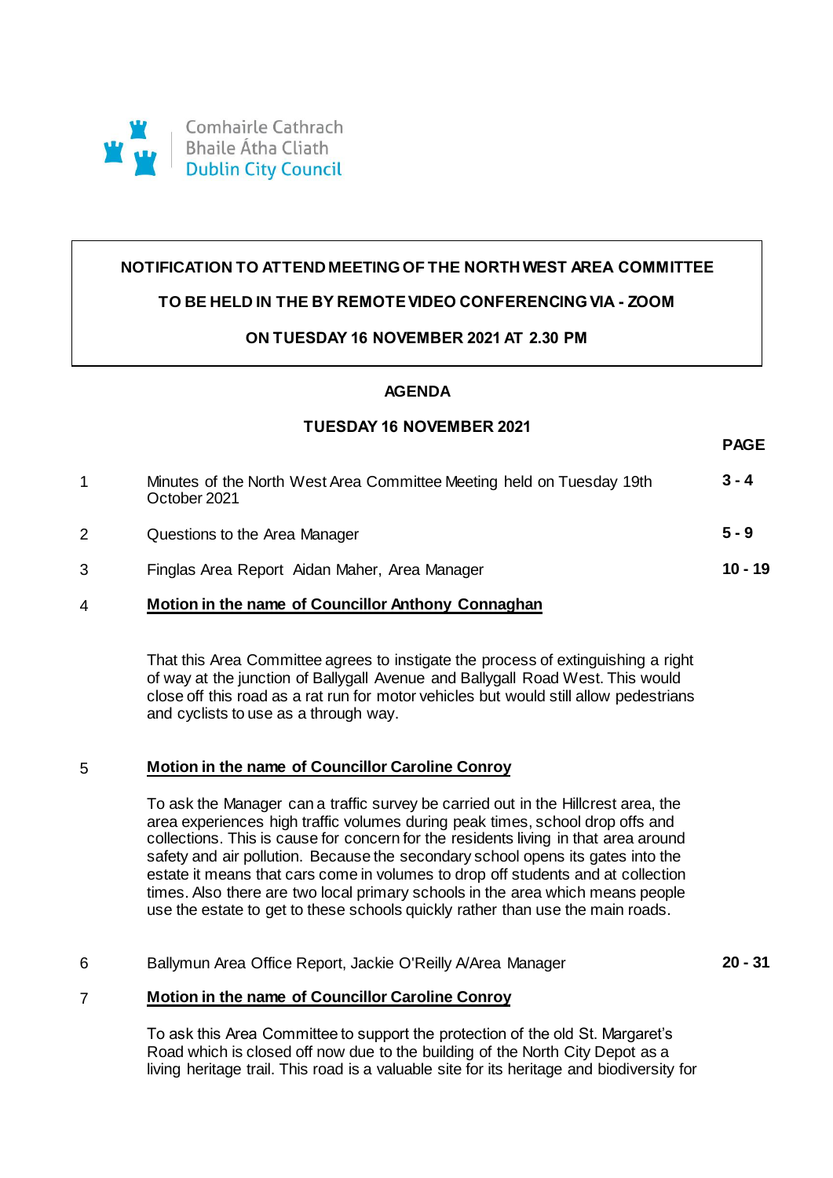Comhairle Cathrach
Bhaile Átha Cliath
Dublin City Council

**NOTIFICATION TO ATTEND MEETING OF THE NORTH WEST AREA COMMITTEE**

**TO BE HELD IN THE BY REMOTE VIDEO CONFERENCING VIA - ZOOM**

**ON TUESDAY 16 NOVEMBER 2021 AT 2.30 PM**

## AGENDA

### TUESDAY 16 NOVEMBER 2021

| | | **PAGE** |
|---|---|---|
| 1 | Minutes of the North West Area Committee Meeting held on Tuesday 19th October 2021 | **3 - 4** |
| 2 | Questions to the Area Manager | **5 - 9** |
| 3 | Finglas Area Report Aidan Maher, Area Manager | **10 - 19** |

4 **Motion in the name of Councillor Anthony Connaghan**

That this Area Committee agrees to instigate the process of extinguishing a right of way at the junction of Ballygall Avenue and Ballygall Road West. This would close off this road as a rat run for motor vehicles but would still allow pedestrians and cyclists to use as a through way.

5 **Motion in the name of Councillor Caroline Conroy**

To ask the Manager can a traffic survey be carried out in the Hillcrest area, the area experiences high traffic volumes during peak times, school drop offs and collections. This is cause for concern for the residents living in that area around safety and air pollution. Because the secondary school opens its gates into the estate it means that cars come in volumes to drop off students and at collection times. Also there are two local primary schools in the area which means people use the estate to get to these schools quickly rather than use the main roads.

| | | |
|---|---|---|
| 6 | Ballymun Area Office Report, Jackie O'Reilly A/Area Manager | **20 - 31** |

7 **Motion in the name of Councillor Caroline Conroy**

To ask this Area Committee to support the protection of the old St. Margaret's Road which is closed off now due to the building of the North City Depot as a living heritage trail. This road is a valuable site for its heritage and biodiversity for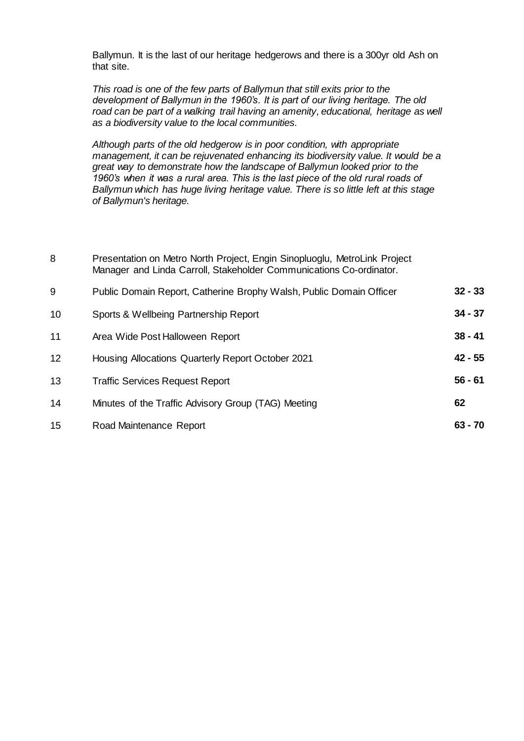Ballymun. It is the last of our heritage hedgerows and there is a 300yr old Ash on that site.

*This road is one of the few parts of Ballymun that still exits prior to the development of Ballymun in the 1960's. It is part of our living heritage. The old road can be part of a walking trail having an amenity, educational, heritage as well as a biodiversity value to the local communities.*

*Although parts of the old hedgerow is in poor condition, with appropriate management, it can be rejuvenated enhancing its biodiversity value. It would be a great way to demonstrate how the landscape of Ballymun looked prior to the 1960's when it was a rural area. This is the last piece of the old rural roads of Ballymun which has huge living heritage value. There is so little left at this stage of Ballymun's heritage.*

| | | |
|---|---|---|
| 8 | Presentation on Metro North Project, Engin Sinopluoglu, MetroLink Project Manager and Linda Carroll, Stakeholder Communications Co-ordinator. | |
| 9 | Public Domain Report, Catherine Brophy Walsh, Public Domain Officer | **32 - 33** |
| 10 | Sports & Wellbeing Partnership Report | **34 - 37** |
| 11 | Area Wide Post Halloween Report | **38 - 41** |
| 12 | Housing Allocations Quarterly Report October 2021 | **42 - 55** |
| 13 | Traffic Services Request Report | **56 - 61** |
| 14 | Minutes of the Traffic Advisory Group (TAG) Meeting | **62** |
| 15 | Road Maintenance Report | **63 - 70** |